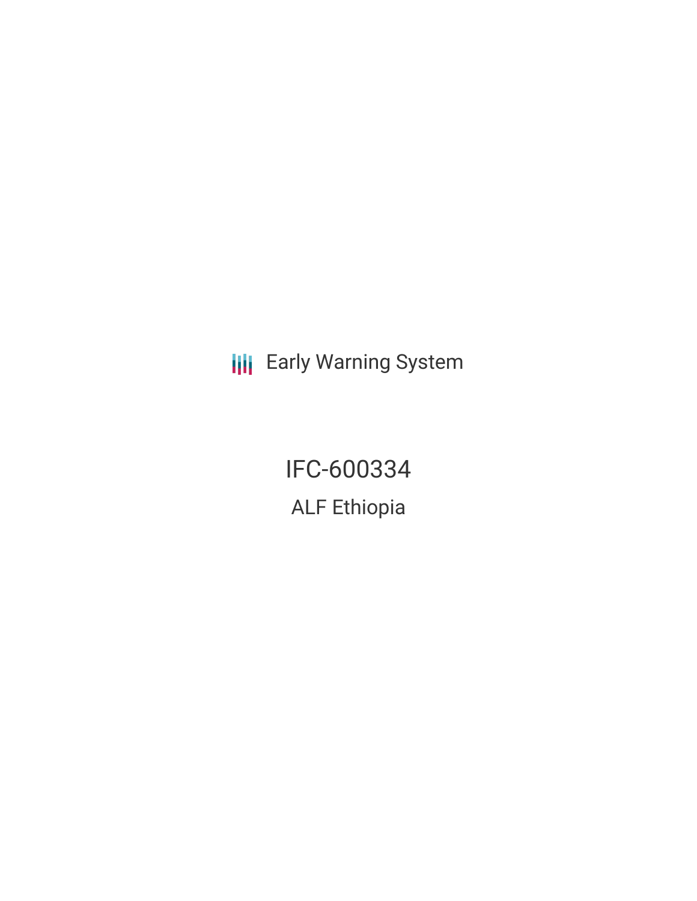Early Warning System

# IFC-600334

## ALF Ethiopia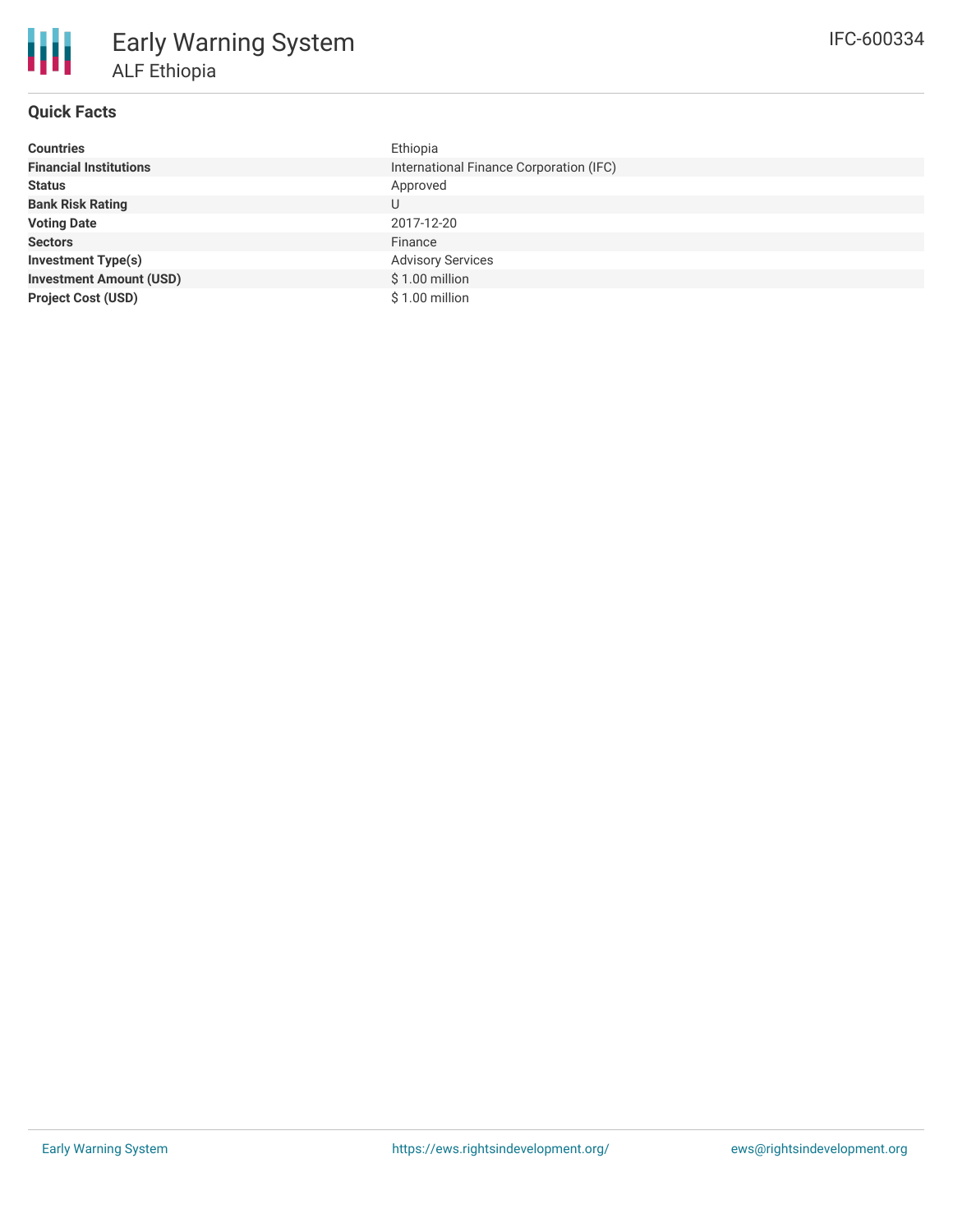# Early Warning System

## ALF Ethiopia

IFC-600334

### Quick Facts

| | |
|---|---|
| **Countries** | Ethiopia |
| **Financial Institutions** | International Finance Corporation (IFC) |
| **Status** | Approved |
| **Bank Risk Rating** | U |
| **Voting Date** | 2017-12-20 |
| **Sectors** | Finance |
| **Investment Type(s)** | Advisory Services |
| **Investment Amount (USD)** | $ 1.00 million |
| **Project Cost (USD)** | $ 1.00 million |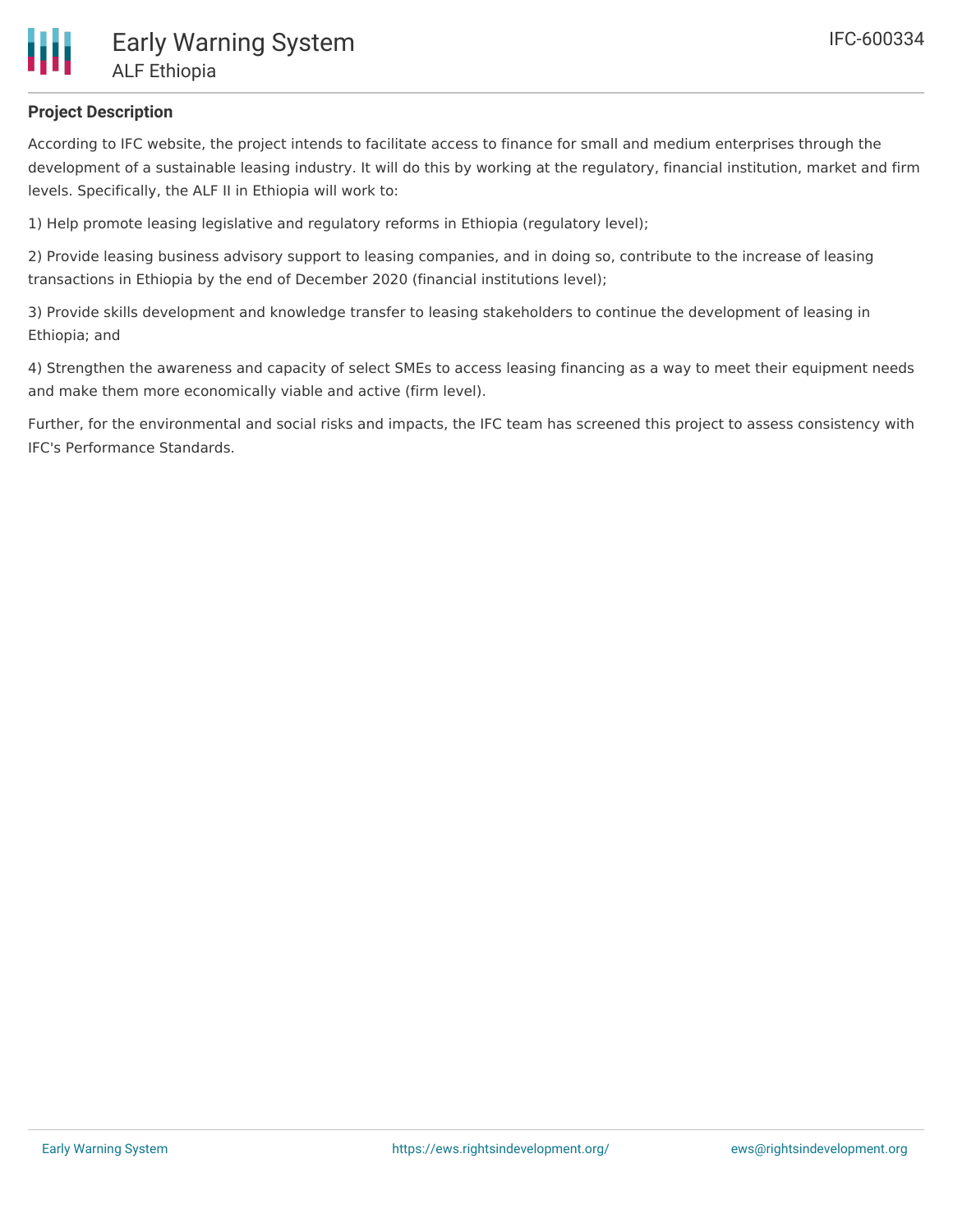**Project Description**

According to IFC website, the project intends to facilitate access to finance for small and medium enterprises through the development of a sustainable leasing industry. It will do this by working at the regulatory, financial institution, market and firm levels. Specifically, the ALF II in Ethiopia will work to:

1) Help promote leasing legislative and regulatory reforms in Ethiopia (regulatory level);

2) Provide leasing business advisory support to leasing companies, and in doing so, contribute to the increase of leasing transactions in Ethiopia by the end of December 2020 (financial institutions level);

3) Provide skills development and knowledge transfer to leasing stakeholders to continue the development of leasing in Ethiopia; and

4) Strengthen the awareness and capacity of select SMEs to access leasing financing as a way to meet their equipment needs and make them more economically viable and active (firm level).

Further, for the environmental and social risks and impacts, the IFC team has screened this project to assess consistency with IFC's Performance Standards.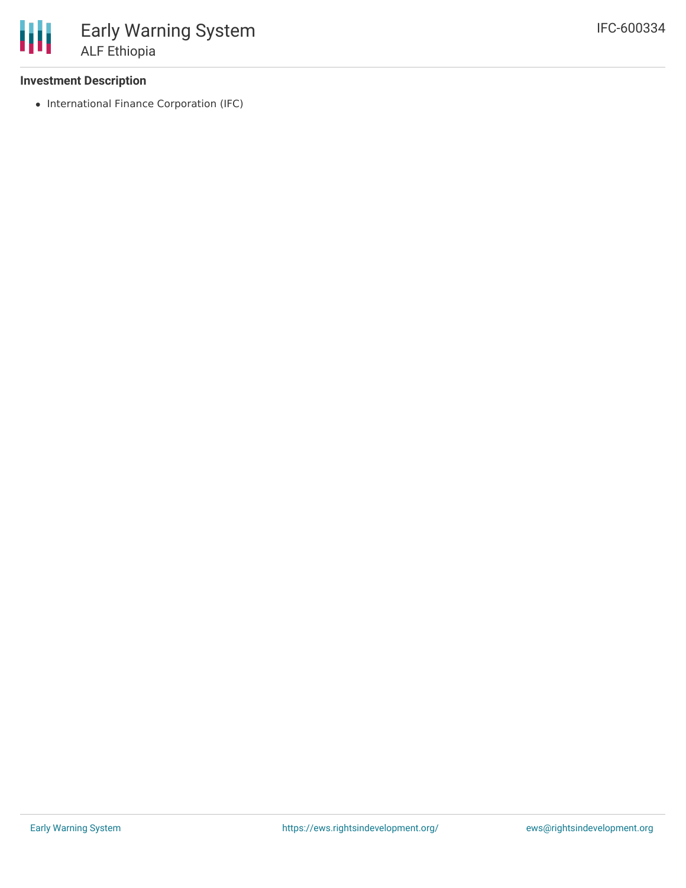### Investment Description

- International Finance Corporation (IFC)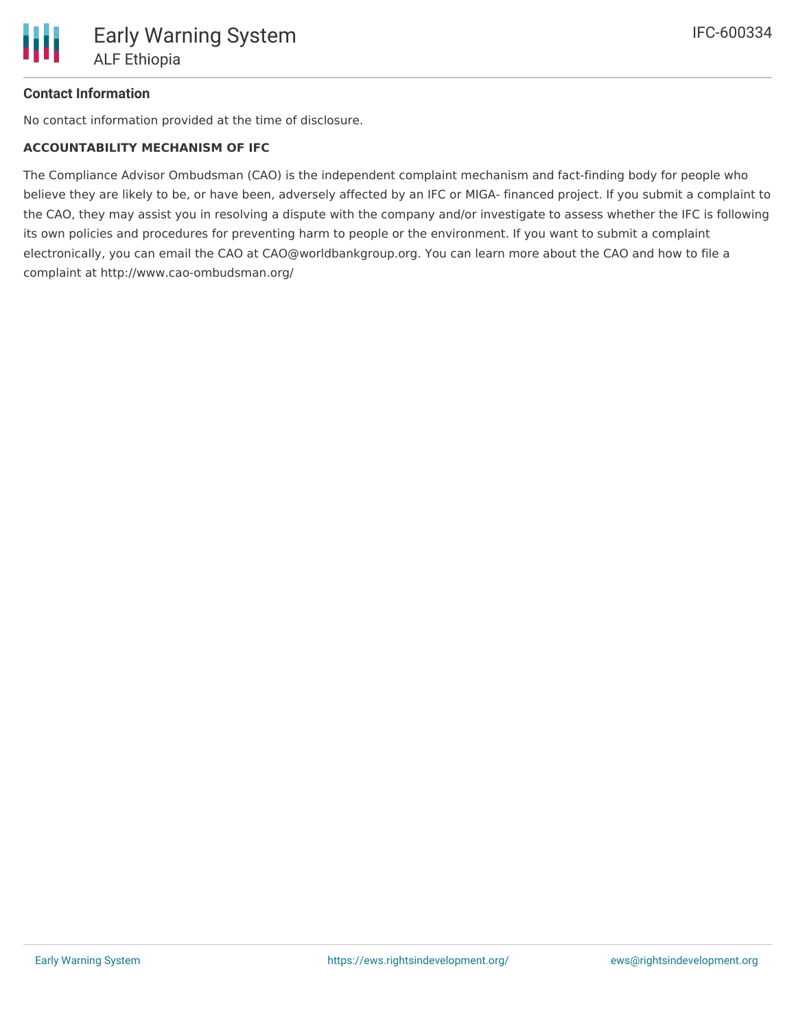### Contact Information

No contact information provided at the time of disclosure.

**ACCOUNTABILITY MECHANISM OF IFC**

The Compliance Advisor Ombudsman (CAO) is the independent complaint mechanism and fact-finding body for people who believe they are likely to be, or have been, adversely affected by an IFC or MIGA- financed project. If you submit a complaint to the CAO, they may assist you in resolving a dispute with the company and/or investigate to assess whether the IFC is following its own policies and procedures for preventing harm to people or the environment. If you want to submit a complaint electronically, you can email the CAO at CAO@worldbankgroup.org. You can learn more about the CAO and how to file a complaint at http://www.cao-ombudsman.org/